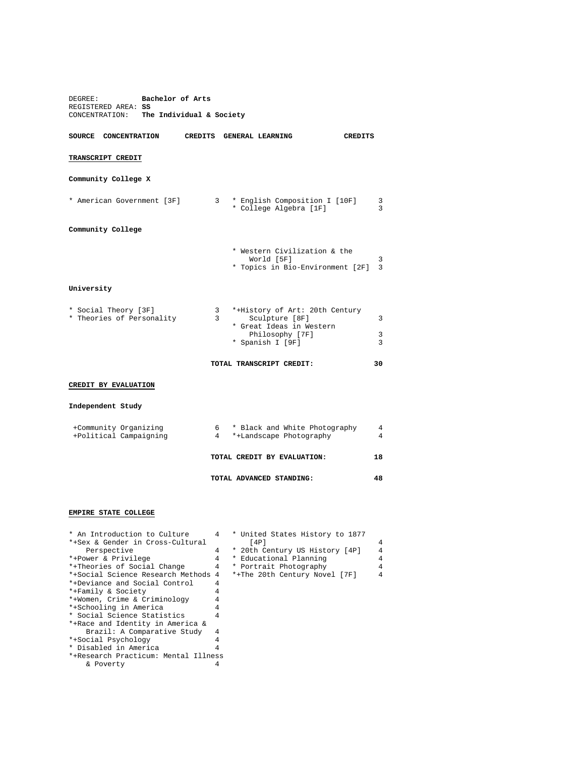DEGREE: **Bachelor of Arts**
REGISTERED AREA: **SS**
CONCENTRATION: **The Individual & Society**

| SOURCE CONCENTRATION | CREDITS | GENERAL LEARNING | CREDITS |
|---|---|---|---|
| **TRANSCRIPT CREDIT** | | | |
| **Community College X** | | | |
| * American Government [3F] | 3 | * English Composition I [10F] | 3 |
| | | * College Algebra [1F] | 3 |
| **Community College** | | | |
| | | * Western Civilization & the World [5F] | 3 |
| | | * Topics in Bio-Environment [2F] | 3 |
| **University** | | | |
| * Social Theory [3F] | 3 | *+History of Art: 20th Century Sculpture [8F] | 3 |
| * Theories of Personality | 3 | * Great Ideas in Western Philosophy [7F] | 3 |
| | | * Spanish I [9F] | 3 |
| | | **TOTAL TRANSCRIPT CREDIT:** | **30** |
| **CREDIT BY EVALUATION** | | | |
| **Independent Study** | | | |
| +Community Organizing | 6 | * Black and White Photography | 4 |
| +Political Campaigning | 4 | *+Landscape Photography | 4 |
| | | **TOTAL CREDIT BY EVALUATION:** | **18** |
| | | **TOTAL ADVANCED STANDING:** | **48** |

**EMPIRE STATE COLLEGE**

| CONCENTRATION | CREDITS | GENERAL LEARNING | CREDITS |
|---|---|---|---|
| * An Introduction to Culture | 4 | * United States History to 1877 [4P] | 4 |
| *+Sex & Gender in Cross-Cultural Perspective | 4 | * 20th Century US History [4P] | 4 |
| *+Power & Privilege | 4 | * Educational Planning | 4 |
| *+Theories of Social Change | 4 | * Portrait Photography | 4 |
| *+Social Science Research Methods | 4 | *+The 20th Century Novel [7F] | 4 |
| *+Deviance and Social Control | 4 | | |
| *+Family & Society | 4 | | |
| *+Women, Crime & Criminology | 4 | | |
| *+Schooling in America | 4 | | |
| * Social Science Statistics | 4 | | |
| *+Race and Identity in America & Brazil: A Comparative Study | 4 | | |
| *+Social Psychology | 4 | | |
| * Disabled in America | 4 | | |
| *+Research Practicum: Mental Illness & Poverty | 4 | | |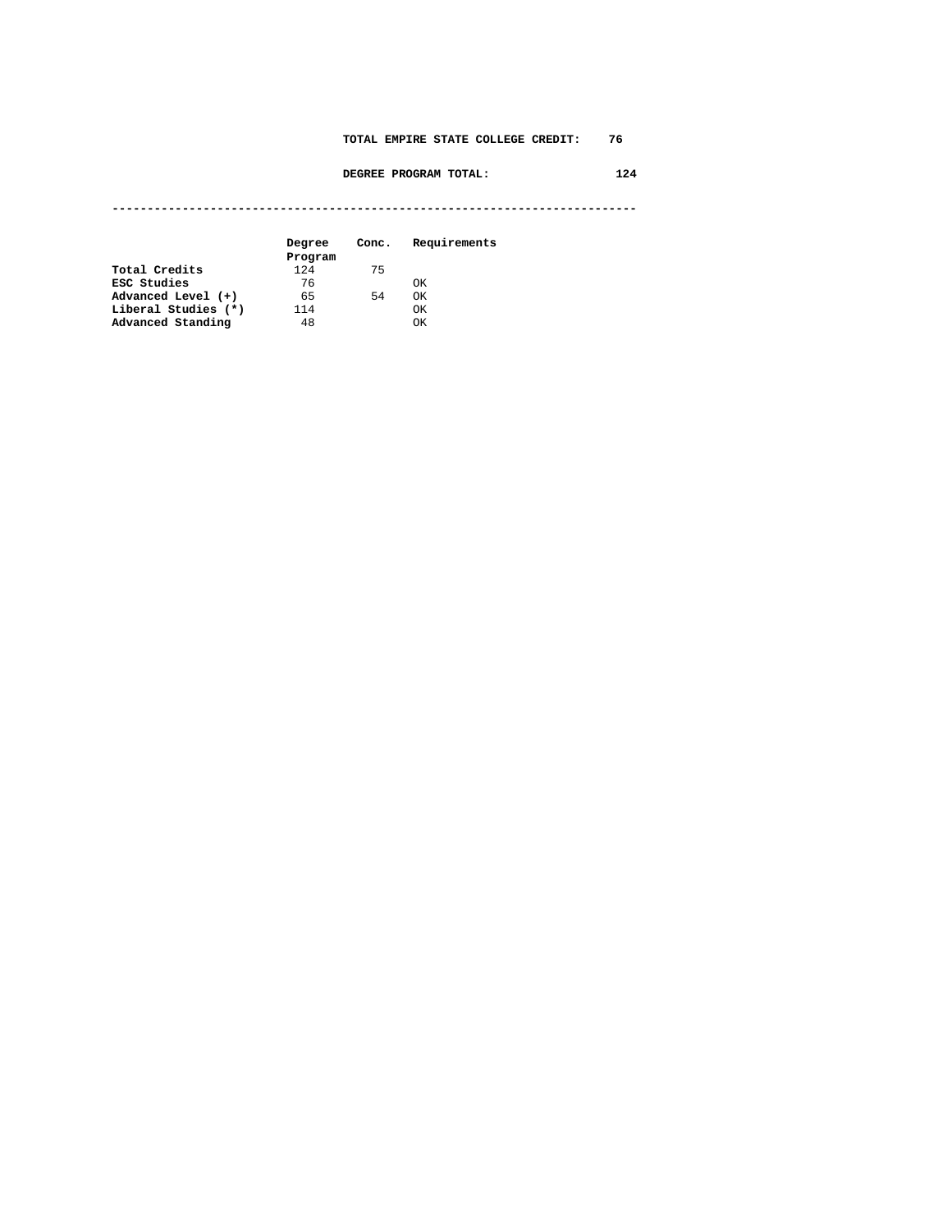**TOTAL EMPIRE STATE COLLEGE CREDIT: 76**

**DEGREE PROGRAM TOTAL: 124**

---

| | Degree Program | Conc. | Requirements |
|---|---|---|---|
| **Total Credits** | 124 | 75 | |
| **ESC Studies** | 76 | | OK |
| **Advanced Level (+)** | 65 | 54 | OK |
| **Liberal Studies (*)** | 114 | | OK |
| **Advanced Standing** | 48 | | OK |